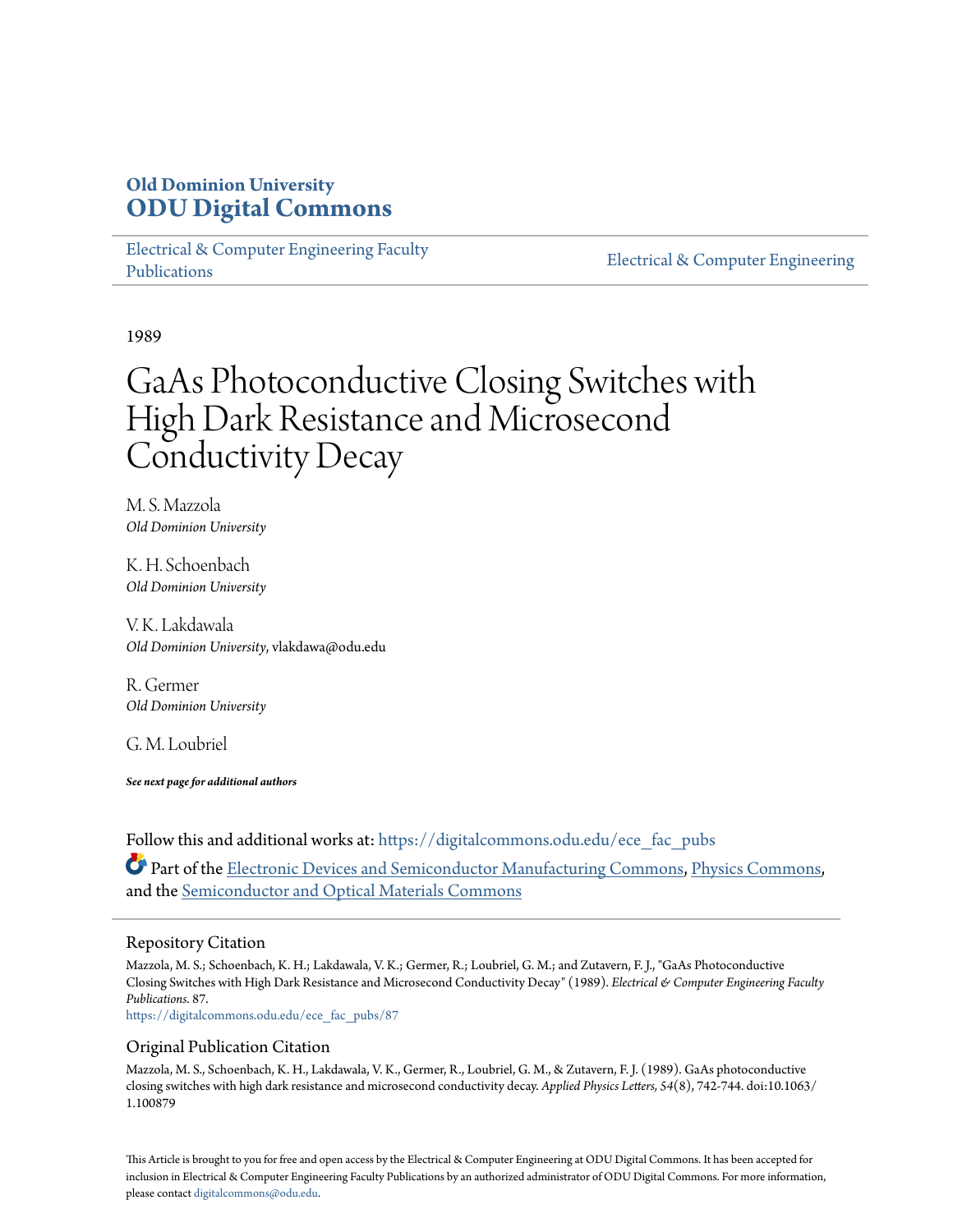**Old Dominion University**
**ODU Digital Commons**

Electrical & Computer Engineering Faculty Publications

Electrical & Computer Engineering

1989

# GaAs Photoconductive Closing Switches with High Dark Resistance and Microsecond Conductivity Decay

M. S. Mazzola
*Old Dominion University*

K. H. Schoenbach
*Old Dominion University*

V. K. Lakdawala
*Old Dominion University*, vlakdawa@odu.edu

R. Germer
*Old Dominion University*

G. M. Loubriel

***See next page for additional authors***

Follow this and additional works at: https://digitalcommons.odu.edu/ece_fac_pubs

Part of the Electronic Devices and Semiconductor Manufacturing Commons, Physics Commons, and the Semiconductor and Optical Materials Commons

## Repository Citation

Mazzola, M. S.; Schoenbach, K. H.; Lakdawala, V. K.; Germer, R.; Loubriel, G. M.; and Zutavern, F. J., "GaAs Photoconductive Closing Switches with High Dark Resistance and Microsecond Conductivity Decay" (1989). *Electrical & Computer Engineering Faculty Publications*. 87.
https://digitalcommons.odu.edu/ece_fac_pubs/87

## Original Publication Citation

Mazzola, M. S., Schoenbach, K. H., Lakdawala, V. K., Germer, R., Loubriel, G. M., & Zutavern, F. J. (1989). GaAs photoconductive closing switches with high dark resistance and microsecond conductivity decay. *Applied Physics Letters, 54*(8), 742-744. doi:10.1063/1.100879

This Article is brought to you for free and open access by the Electrical & Computer Engineering at ODU Digital Commons. It has been accepted for inclusion in Electrical & Computer Engineering Faculty Publications by an authorized administrator of ODU Digital Commons. For more information, please contact digitalcommons@odu.edu.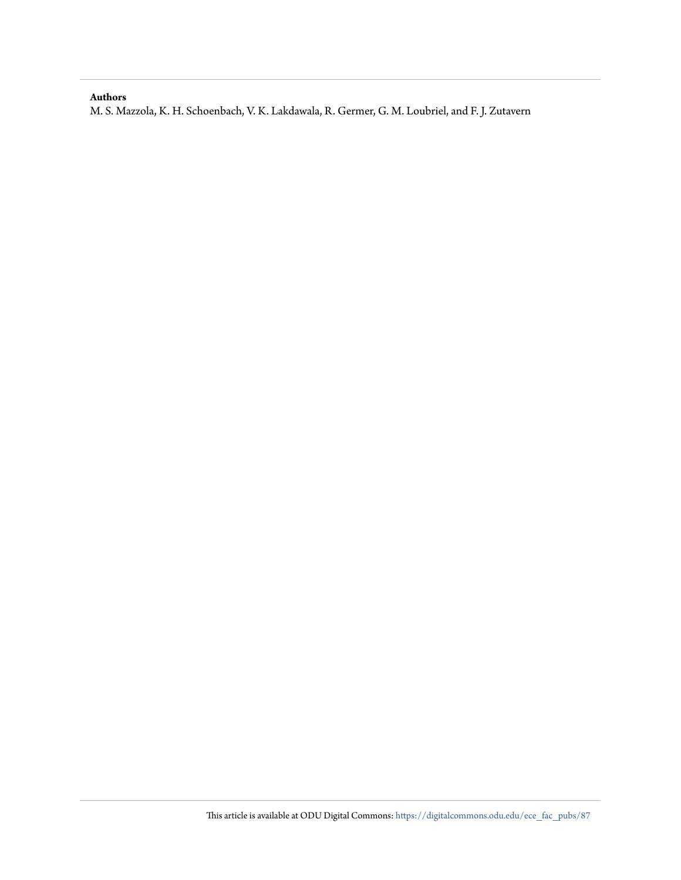**Authors**

M. S. Mazzola, K. H. Schoenbach, V. K. Lakdawala, R. Germer, G. M. Loubriel, and F. J. Zutavern

This article is available at ODU Digital Commons: https://digitalcommons.odu.edu/ece_fac_pubs/87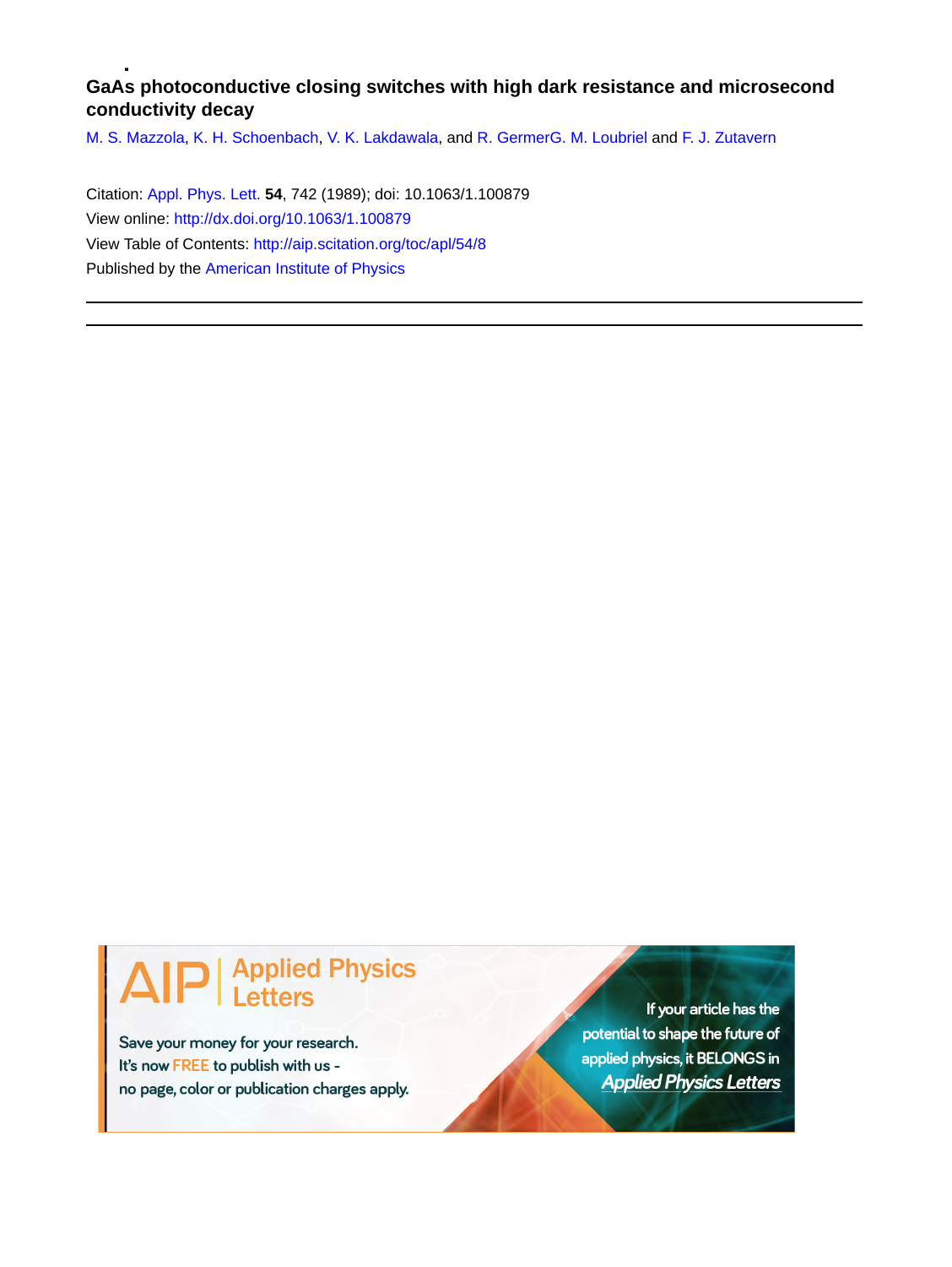**GaAs photoconductive closing switches with high dark resistance and microsecond conductivity decay**

M. S. Mazzola, K. H. Schoenbach, V. K. Lakdawala, and R. GermerG. M. Loubriel and F. J. Zutavern

Citation: Appl. Phys. Lett. **54**, 742 (1989); doi: 10.1063/1.100879

View online: http://dx.doi.org/10.1063/1.100879

View Table of Contents: http://aip.scitation.org/toc/apl/54/8

Published by the American Institute of Physics

AIP | Applied Physics Letters

Save your money for your research.
It's now FREE to publish with us -
no page, color or publication charges apply.

If your article has the potential to shape the future of applied physics, it BELONGS in *Applied Physics Letters*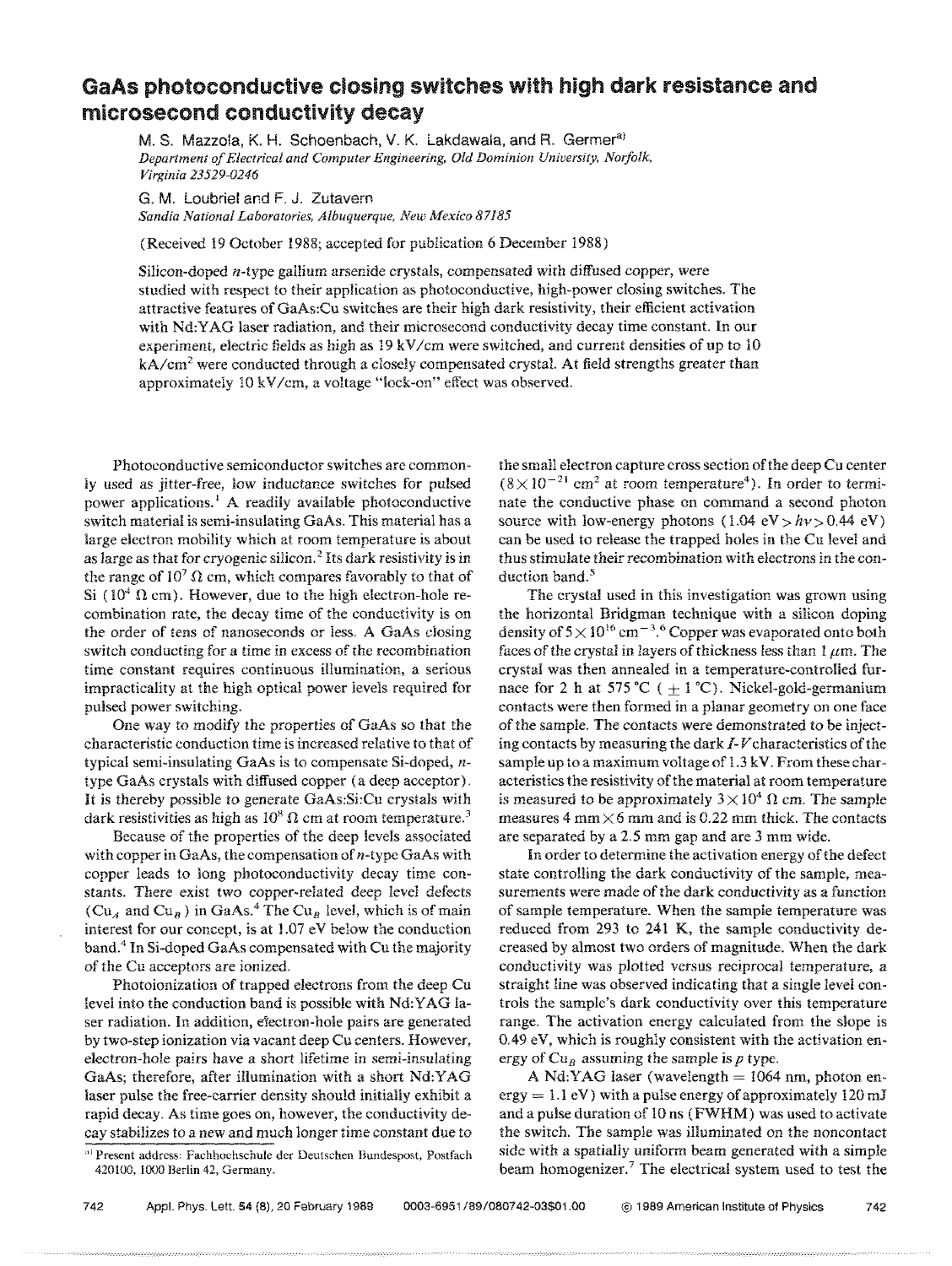# GaAs photoconductive closing switches with high dark resistance and microsecond conductivity decay

M. S. Mazzola, K. H. Schoenbach, V. K. Lakdawala, and R. Germer[a]
*Department of Electrical and Computer Engineering, Old Dominion University, Norfolk, Virginia 23529-0246*

G. M. Loubriel and F. J. Zutavern
*Sandia National Laboratories, Albuquerque, New Mexico 87185*

(Received 19 October 1988; accepted for publication 6 December 1988)

Silicon-doped *n*-type gallium arsenide crystals, compensated with diffused copper, were studied with respect to their application as photoconductive, high-power closing switches. The attractive features of GaAs:Cu switches are their high dark resistivity, their efficient activation with Nd:YAG laser radiation, and their microsecond conductivity decay time constant. In our experiment, electric fields as high as 19 kV/cm were switched, and current densities of up to 10 kA/cm$^2$ were conducted through a closely compensated crystal. At field strengths greater than approximately 10 kV/cm, a voltage "lock-on" effect was observed.

Photoconductive semiconductor switches are commonly used as jitter-free, low inductance switches for pulsed power applications.[1] A readily available photoconductive switch material is semi-insulating GaAs. This material has a large electron mobility which at room temperature is about as large as that for cryogenic silicon.[2] Its dark resistivity is in the range of $10^7$ Ω cm, which compares favorably to that of Si ($10^4$ Ω cm). However, due to the high electron-hole recombination rate, the decay time of the conductivity is on the order of tens of nanoseconds or less. A GaAs closing switch conducting for a time in excess of the recombination time constant requires continuous illumination, a serious impracticality at the high optical power levels required for pulsed power switching.

One way to modify the properties of GaAs so that the characteristic conduction time is increased relative to that of typical semi-insulating GaAs is to compensate Si-doped, *n*-type GaAs crystals with diffused copper (a deep acceptor). It is thereby possible to generate GaAs:Si:Cu crystals with dark resistivities as high as $10^8$ Ω cm at room temperature.[3]

Because of the properties of the deep levels associated with copper in GaAs, the compensation of *n*-type GaAs with copper leads to long photoconductivity decay time constants. There exist two copper-related deep level defects ($Cu_A$ and $Cu_B$) in GaAs.[4] The $Cu_B$ level, which is of main interest for our concept, is at 1.07 eV below the conduction band.[4] In Si-doped GaAs compensated with Cu the majority of the Cu acceptors are ionized.

Photoionization of trapped electrons from the deep Cu level into the conduction band is possible with Nd:YAG laser radiation. In addition, electron-hole pairs are generated by two-step ionization via vacant deep Cu centers. However, electron-hole pairs have a short lifetime in semi-insulating GaAs; therefore, after illumination with a short Nd:YAG laser pulse the free-carrier density should initially exhibit a rapid decay. As time goes on, however, the conductivity decay stabilizes to a new and much longer time constant due to the small electron capture cross section of the deep Cu center ($8\times10^{-21}$ cm$^2$ at room temperature[4]). In order to terminate the conductive phase on command a second photon source with low-energy photons ($1.04\ \text{eV} > h\nu > 0.44\ \text{eV}$) can be used to release the trapped holes in the Cu level and thus stimulate their recombination with electrons in the conduction band.[5]

The crystal used in this investigation was grown using the horizontal Bridgman technique with a silicon doping density of $5\times10^{16}$ cm$^{-3}$.[6] Copper was evaporated onto both faces of the crystal in layers of thickness less than 1 μm. The crystal was then annealed in a temperature-controlled furnace for 2 h at 575 °C (± 1 °C). Nickel-gold-germanium contacts were then formed in a planar geometry on one face of the sample. The contacts were demonstrated to be injecting contacts by measuring the dark *I-V* characteristics of the sample up to a maximum voltage of 1.3 kV. From these characteristics the resistivity of the material at room temperature is measured to be approximately $3\times10^4$ Ω cm. The sample measures 4 mm × 6 mm and is 0.22 mm thick. The contacts are separated by a 2.5 mm gap and are 3 mm wide.

In order to determine the activation energy of the defect state controlling the dark conductivity of the sample, measurements were made of the dark conductivity as a function of sample temperature. When the sample temperature was reduced from 293 to 241 K, the sample conductivity decreased by almost two orders of magnitude. When the dark conductivity was plotted versus reciprocal temperature, a straight line was observed indicating that a single level controls the sample's dark conductivity over this temperature range. The activation energy calculated from the slope is 0.49 eV, which is roughly consistent with the activation energy of $Cu_B$ assuming the sample is *p* type.

A Nd:YAG laser (wavelength = 1064 nm, photon energy = 1.1 eV) with a pulse energy of approximately 120 mJ and a pulse duration of 10 ns (FWHM) was used to activate the switch. The sample was illuminated on the noncontact side with a spatially uniform beam generated with a simple beam homogenizer.[7] The electrical system used to test the

[a] Present address: Fachhochschule der Deutschen Bundespost, Postfach 420100, 1000 Berlin 42, Germany.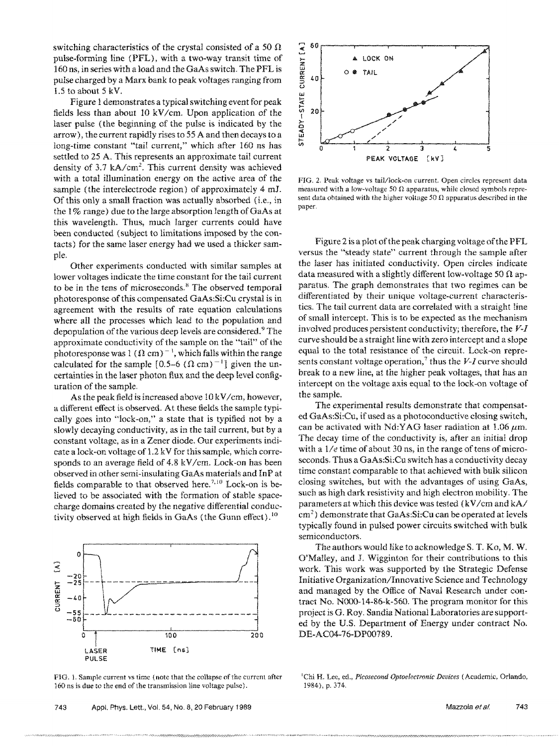switching characteristics of the crystal consisted of a 50 Ω pulse-forming line (PFL), with a two-way transit time of 160 ns, in series with a load and the GaAs switch. The PFL is pulse charged by a Marx bank to peak voltages ranging from 1.5 to about 5 kV.

Figure 1 demonstrates a typical switching event for peak fields less than about 10 kV/cm. Upon application of the laser pulse (the beginning of the pulse is indicated by the arrow), the current rapidly rises to 55 A and then decays to a long-time constant "tail current," which after 160 ns has settled to 25 A. This represents an approximate tail current density of 3.7 kA/cm$^2$. This current density was achieved with a total illumination energy on the active area of the sample (the interelectrode region) of approximately 4 mJ. Of this only a small fraction was actually absorbed (i.e., in the 1% range) due to the large absorption length of GaAs at this wavelength. Thus, much larger currents could have been conducted (subject to limitations imposed by the contacts) for the same laser energy had we used a thicker sample.

Other experiments conducted with similar samples at lower voltages indicate the time constant for the tail current to be in the tens of microseconds.[8] The observed temporal photoresponse of this compensated GaAs:Si:Cu crystal is in agreement with the results of rate equation calculations where all the processes which lead to the population and depopulation of the various deep levels are considered.[9] The approximate conductivity of the sample on the "tail" of the photoresponse was 1 $(\Omega\,\text{cm})^{-1}$, which falls within the range calculated for the sample [0.5–6 $(\Omega\,\text{cm})^{-1}$] given the uncertainties in the laser photon flux and the deep level configuration of the sample.

As the peak field is increased above 10 kV/cm, however, a different effect is observed. At these fields the sample typically goes into "lock-on," a state that is typified not by a slowly decaying conductivity, as in the tail current, but by a constant voltage, as in a Zener diode. Our experiments indicate a lock-on voltage of 1.2 kV for this sample, which corresponds to an average field of 4.8 kV/cm. Lock-on has been observed in other semi-insulating GaAs materials and InP at fields comparable to that observed here.[7,10] Lock-on is believed to be associated with the formation of stable space-charge domains created by the negative differential conductivity observed at high fields in GaAs (the Gunn effect).[10]

FIG. 1. Sample current vs time (note that the collapse of the current after 160 ns is due to the end of the transmission line voltage pulse).

FIG. 2. Peak voltage vs tail/lock-on current. Open circles represent data measured with a low-voltage 50 Ω apparatus, while closed symbols represent data obtained with the higher voltage 50 Ω apparatus described in the paper.

Figure 2 is a plot of the peak charging voltage of the PFL versus the "steady state" current through the sample after the laser has initiated conductivity. Open circles indicate data measured with a slightly different low-voltage 50 Ω apparatus. The graph demonstrates that two regimes can be differentiated by their unique voltage-current characteristics. The tail current data are correlated with a straight line of small intercept. This is to be expected as the mechanism involved produces persistent conductivity; therefore, the *V-I* curve should be a straight line with zero intercept and a slope equal to the total resistance of the circuit. Lock-on represents constant voltage operation,[7] thus the *V-I* curve should break to a new line, at the higher peak voltages, that has an intercept on the voltage axis equal to the lock-on voltage of the sample.

The experimental results demonstrate that compensated GaAs:Si:Cu, if used as a photoconductive closing switch, can be activated with Nd:YAG laser radiation at 1.06 μm. The decay time of the conductivity is, after an initial drop with a $1/e$ time of about 30 ns, in the range of tens of microseconds. Thus a GaAs:Si:Cu switch has a conductivity decay time constant comparable to that achieved with bulk silicon closing switches, but with the advantages of using GaAs, such as high dark resistivity and high electron mobility. The parameters at which this device was tested (kV/cm and kA/cm$^2$) demonstrate that GaAs:Si:Cu can be operated at levels typically found in pulsed power circuits switched with bulk semiconductors.

The authors would like to acknowledge S. T. Ko, M. W. O'Malley, and J. Wigginton for their contributions to this work. This work was supported by the Strategic Defense Initiative Organization/Innovative Science and Technology and managed by the Office of Naval Research under contract No. N000-14-86-k-560. The program monitor for this project is G. Roy. Sandia National Laboratories are supported by the U.S. Department of Energy under contract No. DE-AC04-76-DP00789.

[1] Chi H. Lee, ed., *Picosecond Optoelectronic Devices* (Academic, Orlando, 1984), p. 374.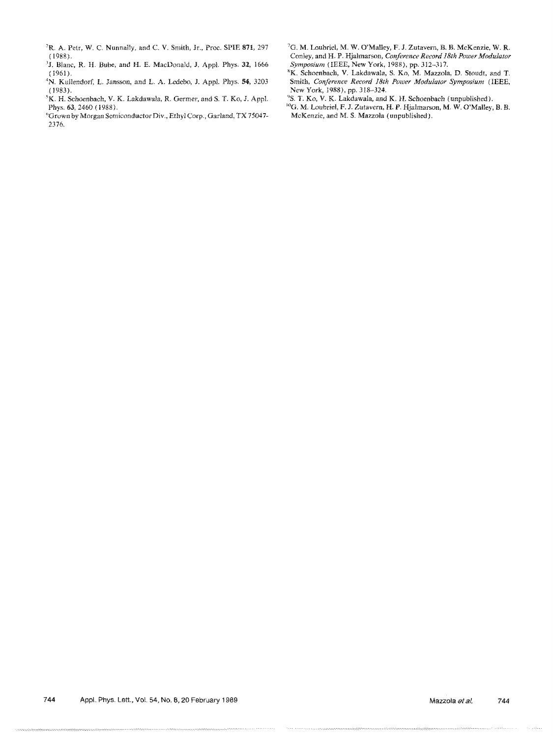[2]R. A. Petr, W. C. Nunnally, and C. V. Smith, Jr., Proc. SPIE **871**, 297 (1988).

[3]J. Blanc, R. H. Bube, and H. E. MacDonald, J. Appl. Phys. **32**, 1666 (1961).

[4]N. Kullendorf, L. Jansson, and L. A. Ledebo, J. Appl. Phys. **54**, 3203 (1983).

[5]K. H. Schoenbach, V. K. Lakdawala, R. Germer, and S. T. Ko, J. Appl. Phys. **63**, 2460 (1988).

[6]Grown by Morgan Semiconductor Div., Ethyl Corp., Garland, TX 75047-2376.

[7]G. M. Loubriel, M. W. O'Malley, F. J. Zutavern, B. B. McKenzie, W. R. Conley, and H. P. Hjalmarson, *Conference Record 18th Power Modulator Symposium* (IEEE, New York, 1988), pp. 312–317.

[8]K. Schoenbach, V. Lakdawala, S. Ko, M. Mazzola, D. Stoudt, and T. Smith, *Conference Record 18th Power Modulator Symposium* (IEEE, New York, 1988), pp. 318–324.

[9]S. T. Ko, V. K. Lakdawala, and K. H. Schoenbach (unpublished).

[10]G. M. Loubriel, F. J. Zutavern, H. P. Hjalmarson, M. W. O'Malley, B. B. McKenzie, and M. S. Mazzola (unpublished).